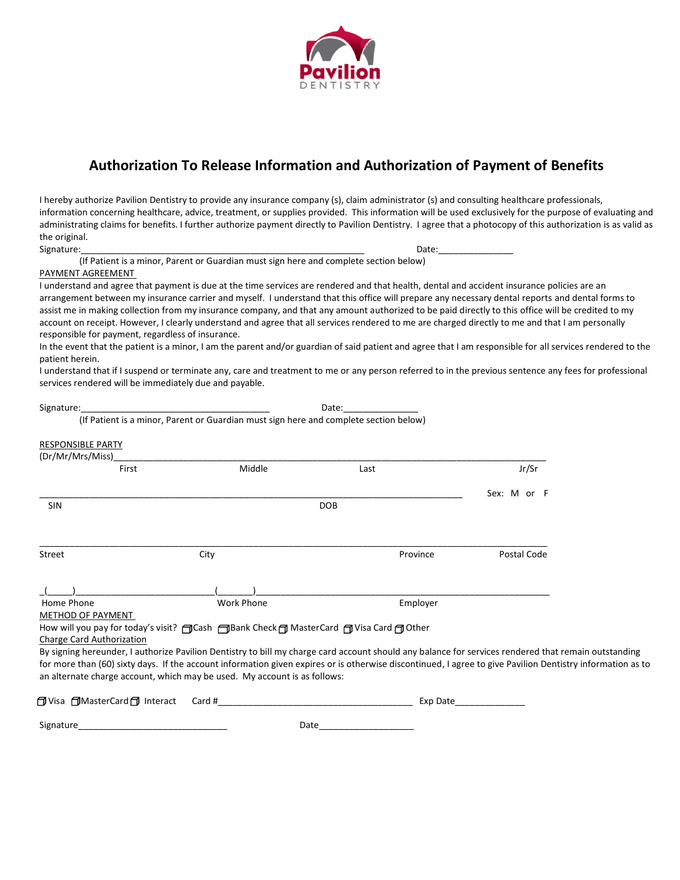Pavilion DENTISTRY

# Authorization To Release Information and Authorization of Payment of Benefits

I hereby authorize Pavilion Dentistry to provide any insurance company (s), claim administrator (s) and consulting healthcare professionals, information concerning healthcare, advice, treatment, or supplies provided. This information will be used exclusively for the purpose of evaluating and administrating claims for benefits. I further authorize payment directly to Pavilion Dentistry. I agree that a photocopy of this authorization is as valid as the original.

Signature:___________________________________________________________ Date:_______________

(If Patient is a minor, Parent or Guardian must sign here and complete section below)

PAYMENT AGREEMENT

I understand and agree that payment is due at the time services are rendered and that health, dental and accident insurance policies are an arrangement between my insurance carrier and myself. I understand that this office will prepare any necessary dental reports and dental forms to assist me in making collection from my insurance company, and that any amount authorized to be paid directly to this office will be credited to my account on receipt. However, I clearly understand and agree that all services rendered to me are charged directly to me and that I am personally responsible for payment, regardless of insurance.

In the event that the patient is a minor, I am the parent and/or guardian of said patient and agree that I am responsible for all services rendered to the patient herein.

I understand that if I suspend or terminate any, care and treatment to me or any person referred to in the previous sentence any fees for professional services rendered will be immediately due and payable.

Signature:______________________________________ Date:_______________

(If Patient is a minor, Parent or Guardian must sign here and complete section below)

RESPONSIBLE PARTY

(Dr/Mr/Mrs/Miss)_____________________________________________________________________________________

First Middle Last Jr/Sr

______________________________________________________________________________________ Sex: M or F

SIN DOB

_________________________________________________________________________________________________

Street City Province Postal Code

_(_____)___________________________(_______)_____________________________________________________

Home Phone Work Phone Employer

METHOD OF PAYMENT

How will you pay for today's visit? ☐ Cash ☐ Bank Check ☐ MasterCard ☐ Visa Card ☐ Other

Charge Card Authorization

By signing hereunder, I authorize Pavilion Dentistry to bill my charge card account should any balance for services rendered that remain outstanding for more than (60) sixty days. If the account information given expires or is otherwise discontinued, I agree to give Pavilion Dentistry information as to an alternate charge account, which may be used. My account is as follows:

☐ Visa ☐ MasterCard ☐ Interact Card #_______________________________________ Exp Date______________

Signature______________________________ Date___________________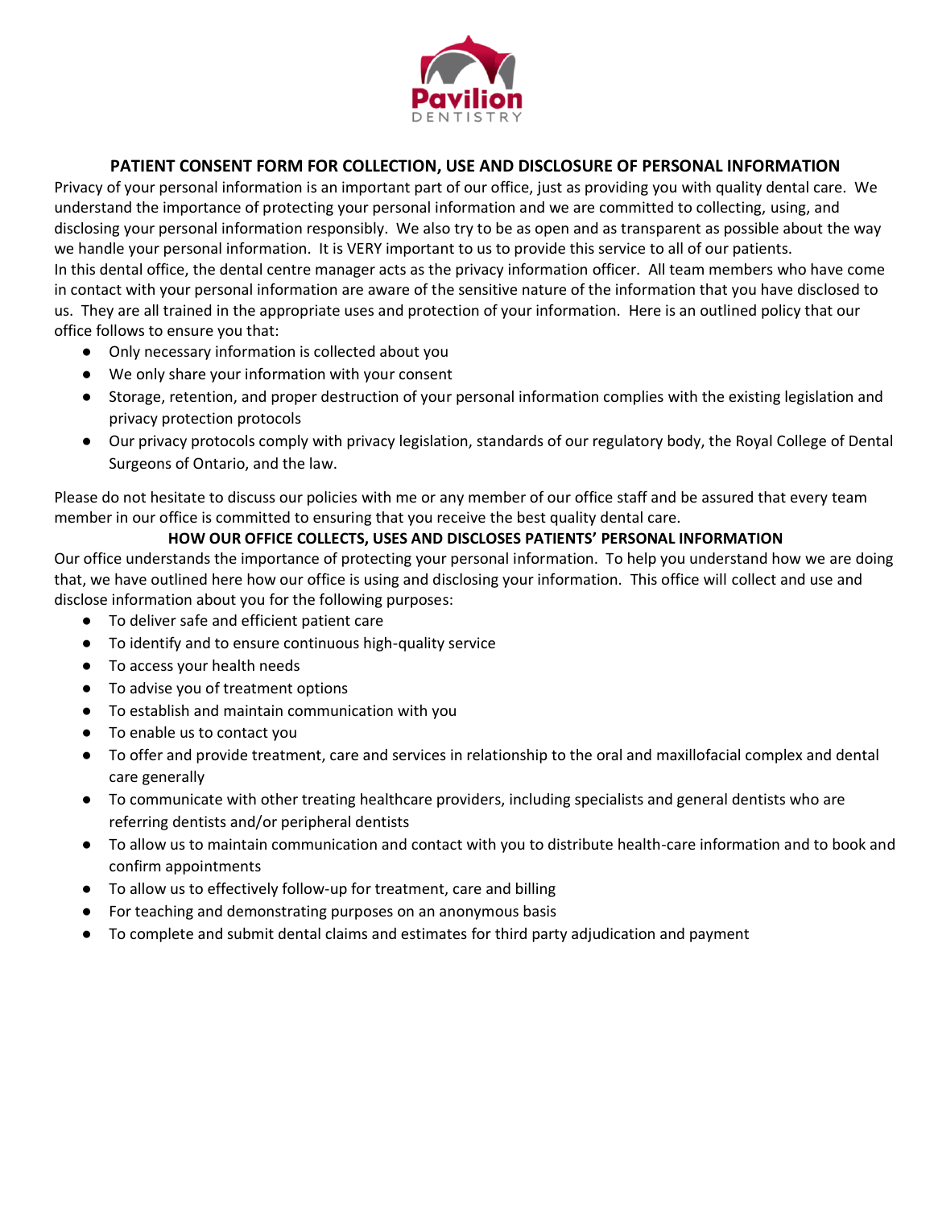## PATIENT CONSENT FORM FOR COLLECTION, USE AND DISCLOSURE OF PERSONAL INFORMATION

Privacy of your personal information is an important part of our office, just as providing you with quality dental care. We understand the importance of protecting your personal information and we are committed to collecting, using, and disclosing your personal information responsibly. We also try to be as open and as transparent as possible about the way we handle your personal information. It is VERY important to us to provide this service to all of our patients.

In this dental office, the dental centre manager acts as the privacy information officer. All team members who have come in contact with your personal information are aware of the sensitive nature of the information that you have disclosed to us. They are all trained in the appropriate uses and protection of your information. Here is an outlined policy that our office follows to ensure you that:

- Only necessary information is collected about you
- We only share your information with your consent
- Storage, retention, and proper destruction of your personal information complies with the existing legislation and privacy protection protocols
- Our privacy protocols comply with privacy legislation, standards of our regulatory body, the Royal College of Dental Surgeons of Ontario, and the law.

Please do not hesitate to discuss our policies with me or any member of our office staff and be assured that every team member in our office is committed to ensuring that you receive the best quality dental care.

### HOW OUR OFFICE COLLECTS, USES AND DISCLOSES PATIENTS' PERSONAL INFORMATION

Our office understands the importance of protecting your personal information. To help you understand how we are doing that, we have outlined here how our office is using and disclosing your information. This office will collect and use and disclose information about you for the following purposes:

- To deliver safe and efficient patient care
- To identify and to ensure continuous high-quality service
- To access your health needs
- To advise you of treatment options
- To establish and maintain communication with you
- To enable us to contact you
- To offer and provide treatment, care and services in relationship to the oral and maxillofacial complex and dental care generally
- To communicate with other treating healthcare providers, including specialists and general dentists who are referring dentists and/or peripheral dentists
- To allow us to maintain communication and contact with you to distribute health-care information and to book and confirm appointments
- To allow us to effectively follow-up for treatment, care and billing
- For teaching and demonstrating purposes on an anonymous basis
- To complete and submit dental claims and estimates for third party adjudication and payment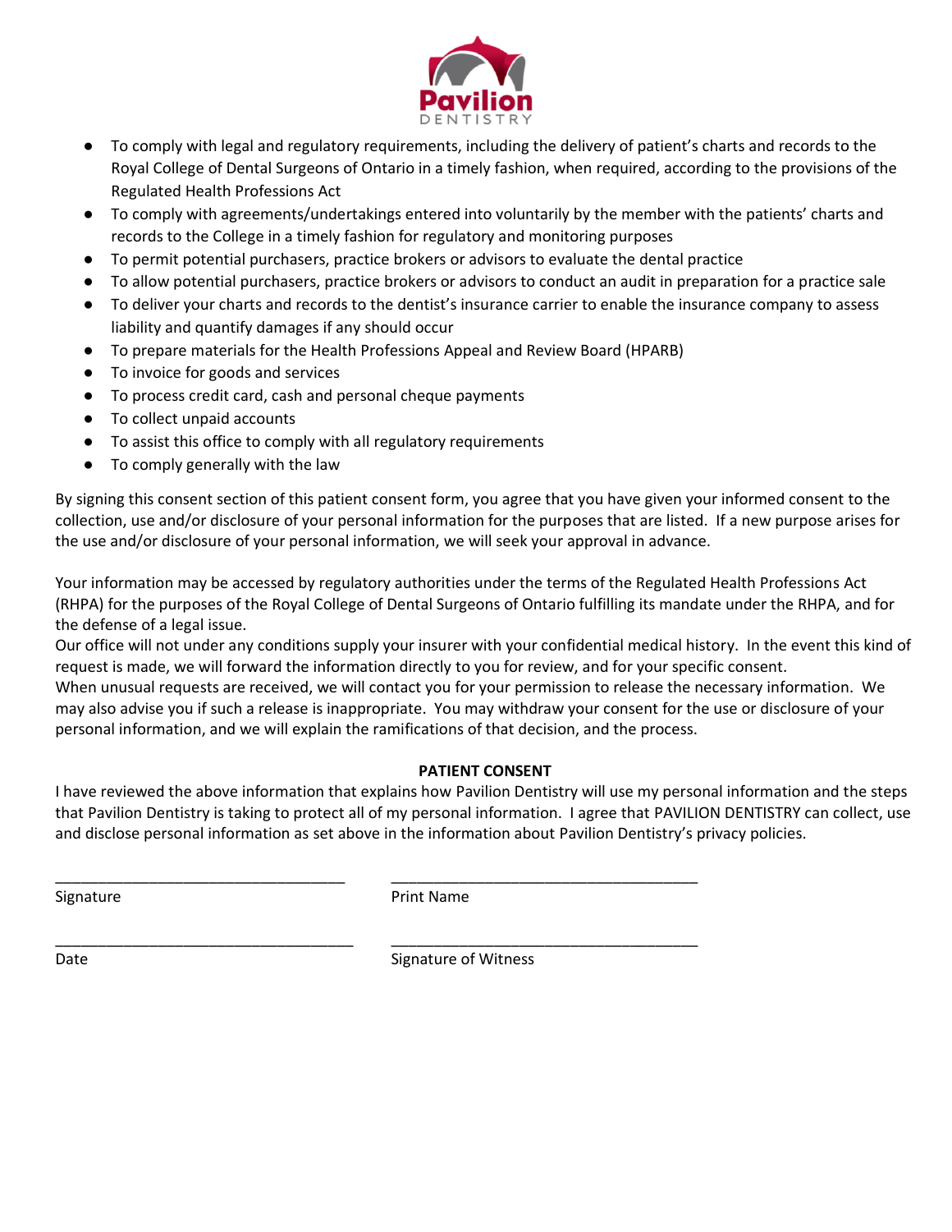- To comply with legal and regulatory requirements, including the delivery of patient's charts and records to the Royal College of Dental Surgeons of Ontario in a timely fashion, when required, according to the provisions of the Regulated Health Professions Act
- To comply with agreements/undertakings entered into voluntarily by the member with the patients' charts and records to the College in a timely fashion for regulatory and monitoring purposes
- To permit potential purchasers, practice brokers or advisors to evaluate the dental practice
- To allow potential purchasers, practice brokers or advisors to conduct an audit in preparation for a practice sale
- To deliver your charts and records to the dentist's insurance carrier to enable the insurance company to assess liability and quantify damages if any should occur
- To prepare materials for the Health Professions Appeal and Review Board (HPARB)
- To invoice for goods and services
- To process credit card, cash and personal cheque payments
- To collect unpaid accounts
- To assist this office to comply with all regulatory requirements
- To comply generally with the law

By signing this consent section of this patient consent form, you agree that you have given your informed consent to the collection, use and/or disclosure of your personal information for the purposes that are listed. If a new purpose arises for the use and/or disclosure of your personal information, we will seek your approval in advance.

Your information may be accessed by regulatory authorities under the terms of the Regulated Health Professions Act (RHPA) for the purposes of the Royal College of Dental Surgeons of Ontario fulfilling its mandate under the RHPA, and for the defense of a legal issue.
Our office will not under any conditions supply your insurer with your confidential medical history. In the event this kind of request is made, we will forward the information directly to you for review, and for your specific consent.
When unusual requests are received, we will contact you for your permission to release the necessary information. We may also advise you if such a release is inappropriate. You may withdraw your consent for the use or disclosure of your personal information, and we will explain the ramifications of that decision, and the process.

**PATIENT CONSENT**

I have reviewed the above information that explains how Pavilion Dentistry will use my personal information and the steps that Pavilion Dentistry is taking to protect all of my personal information. I agree that PAVILION DENTISTRY can collect, use and disclose personal information as set above in the information about Pavilion Dentistry's privacy policies.

___________________________________ ___________________________________

Signature Print Name

___________________________________ ___________________________________

Date Signature of Witness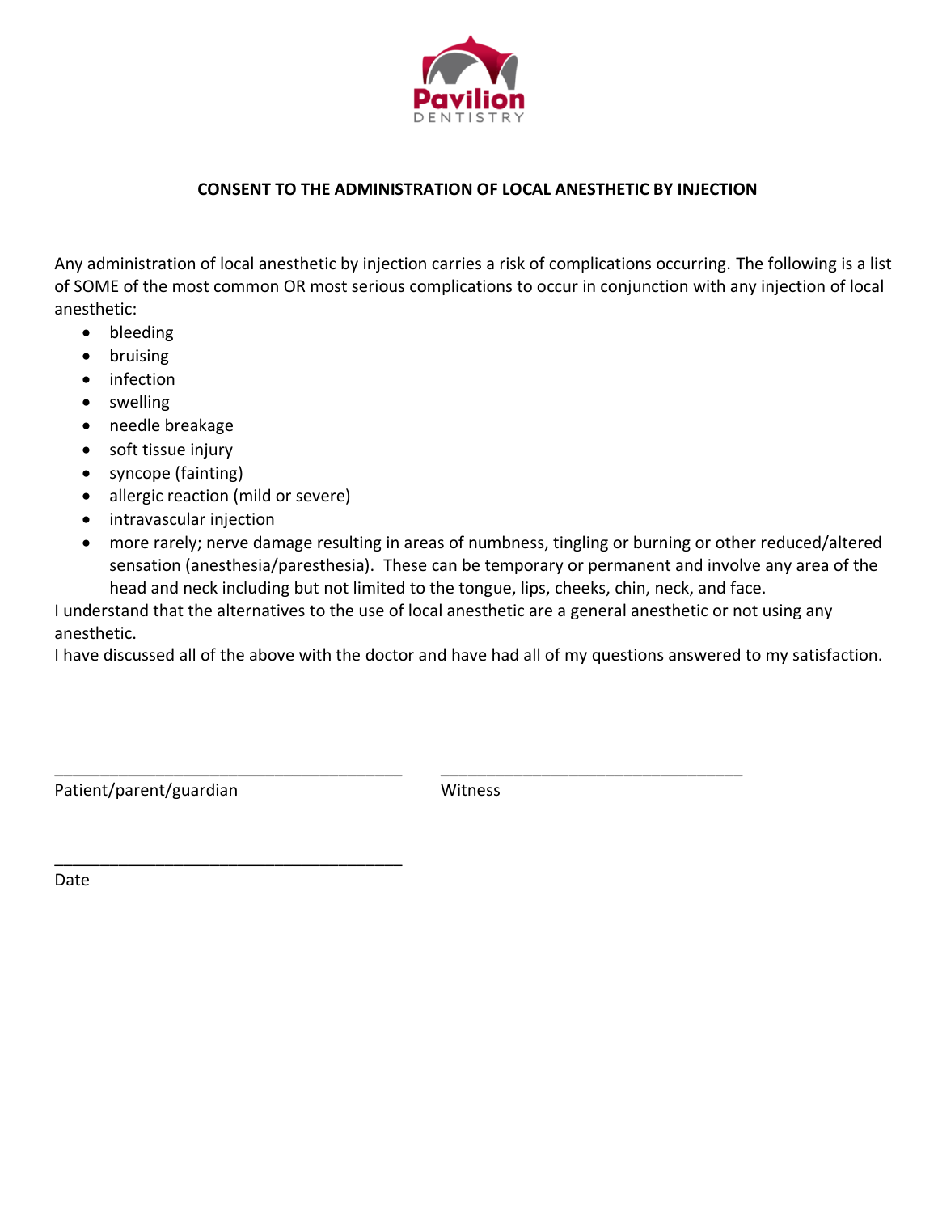Pavilion
DENTISTRY

## CONSENT TO THE ADMINISTRATION OF LOCAL ANESTHETIC BY INJECTION

Any administration of local anesthetic by injection carries a risk of complications occurring. The following is a list of SOME of the most common OR most serious complications to occur in conjunction with any injection of local anesthetic:

- bleeding
- bruising
- infection
- swelling
- needle breakage
- soft tissue injury
- syncope (fainting)
- allergic reaction (mild or severe)
- intravascular injection
- more rarely; nerve damage resulting in areas of numbness, tingling or burning or other reduced/altered sensation (anesthesia/paresthesia). These can be temporary or permanent and involve any area of the head and neck including but not limited to the tongue, lips, cheeks, chin, neck, and face.

I understand that the alternatives to the use of local anesthetic are a general anesthetic or not using any anesthetic.

I have discussed all of the above with the doctor and have had all of my questions answered to my satisfaction.

_______________________________________ _________________________________

Patient/parent/guardian Witness

_______________________________________

Date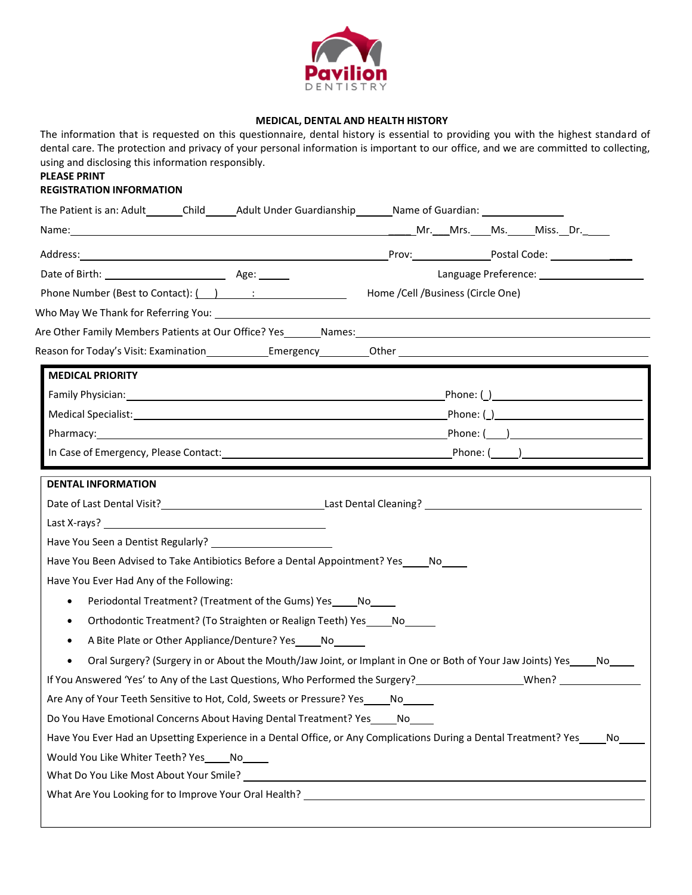Pavilion DENTISTRY

**MEDICAL, DENTAL AND HEALTH HISTORY**

The information that is requested on this questionnaire, dental history is essential to providing you with the highest standard of dental care. The protection and privacy of your personal information is important to our office, and we are committed to collecting, using and disclosing this information responsibly.

**PLEASE PRINT**

**REGISTRATION INFORMATION**

The Patient is an: Adult______Child_____Adult Under Guardianship______Name of Guardian: ______________

Name:________________________________________________________ Mr.___Mrs.___Ms.____Miss.__Dr.____

Address:______________________________________________________ Prov:______________Postal Code: ____________

Date of Birth: ____________________ Age: _____ Language Preference: __________________

Phone Number (Best to Contact): (___) _____:______________ Home /Cell /Business (Circle One)

Who May We Thank for Referring You: ______________________________________________________________

Are Other Family Members Patients at Our Office? Yes______Names:________________________________________

Reason for Today's Visit: Examination__________Emergency________Other ______________________________

**MEDICAL PRIORITY**

Family Physician:___________________________________________________ Phone: (_)____________________

Medical Specialist:__________________________________________________ Phone: (_)____________________

Pharmacy:_________________________________________________________ Phone: (___)___________________

In Case of Emergency, Please Contact:___________________________________ Phone: (____)__________________

**DENTAL INFORMATION**

Date of Last Dental Visit?____________________________ Last Dental Cleaning? ______________________________

Last X-rays? ______________________________________

Have You Seen a Dentist Regularly? ____________________

Have You Been Advised to Take Antibiotics Before a Dental Appointment? Yes____No____

Have You Ever Had Any of the Following:

- Periodontal Treatment? (Treatment of the Gums) Yes____No____
- Orthodontic Treatment? (To Straighten or Realign Teeth) Yes____No_____
- A Bite Plate or Other Appliance/Denture? Yes____No_____
- Oral Surgery? (Surgery in or About the Mouth/Jaw Joint, or Implant in One or Both of Your Jaw Joints) Yes____No____

If You Answered 'Yes' to Any of the Last Questions, Who Performed the Surgery?__________________When? ______________

Are Any of Your Teeth Sensitive to Hot, Cold, Sweets or Pressure? Yes____No_____

Do You Have Emotional Concerns About Having Dental Treatment? Yes____No_____

Have You Ever Had an Upsetting Experience in a Dental Office, or Any Complications During a Dental Treatment? Yes____No____

Would You Like Whiter Teeth? Yes____No____

What Do You Like Most About Your Smile? ______________________________________________________________

What Are You Looking for to Improve Your Oral Health? __________________________________________________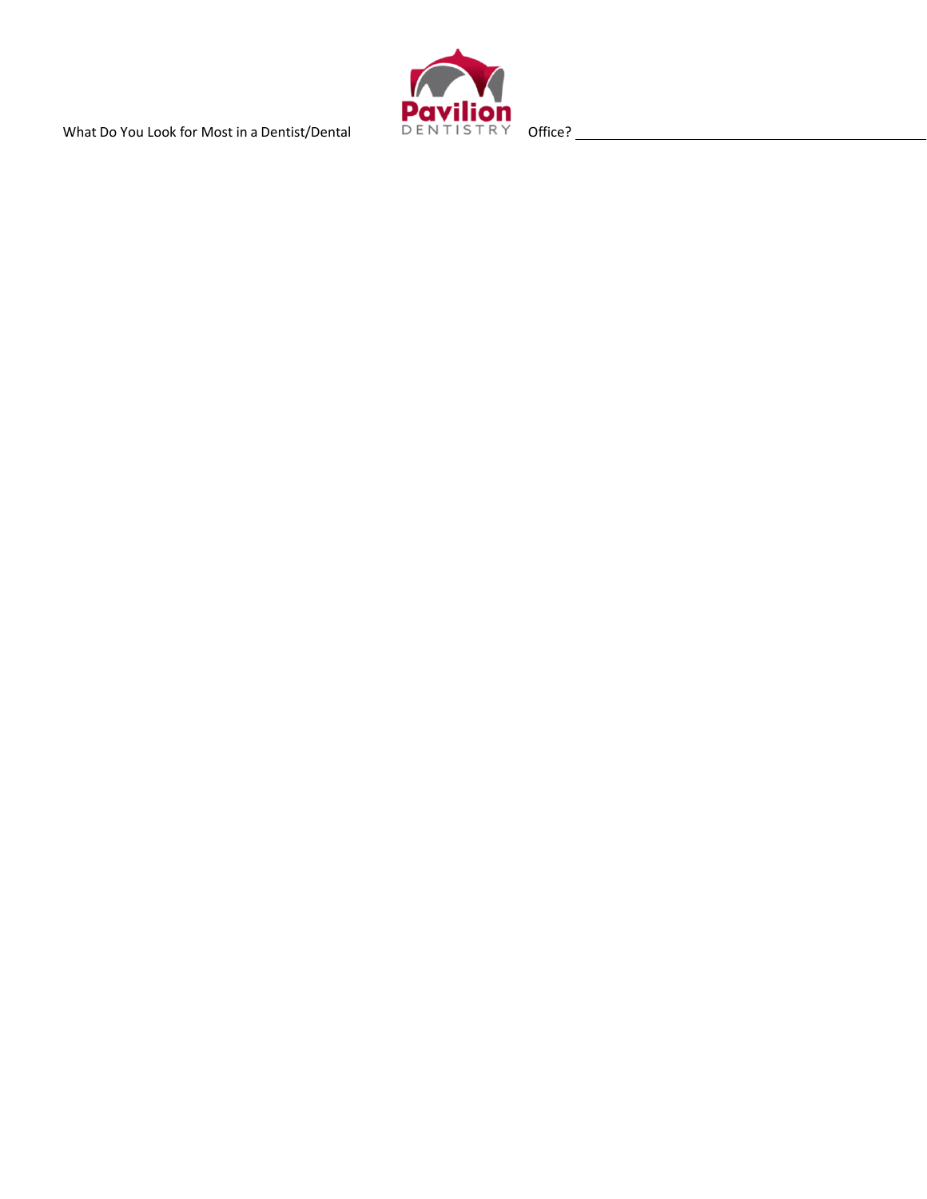What Do You Look for Most in a Dentist/Dental Office? ______________________________________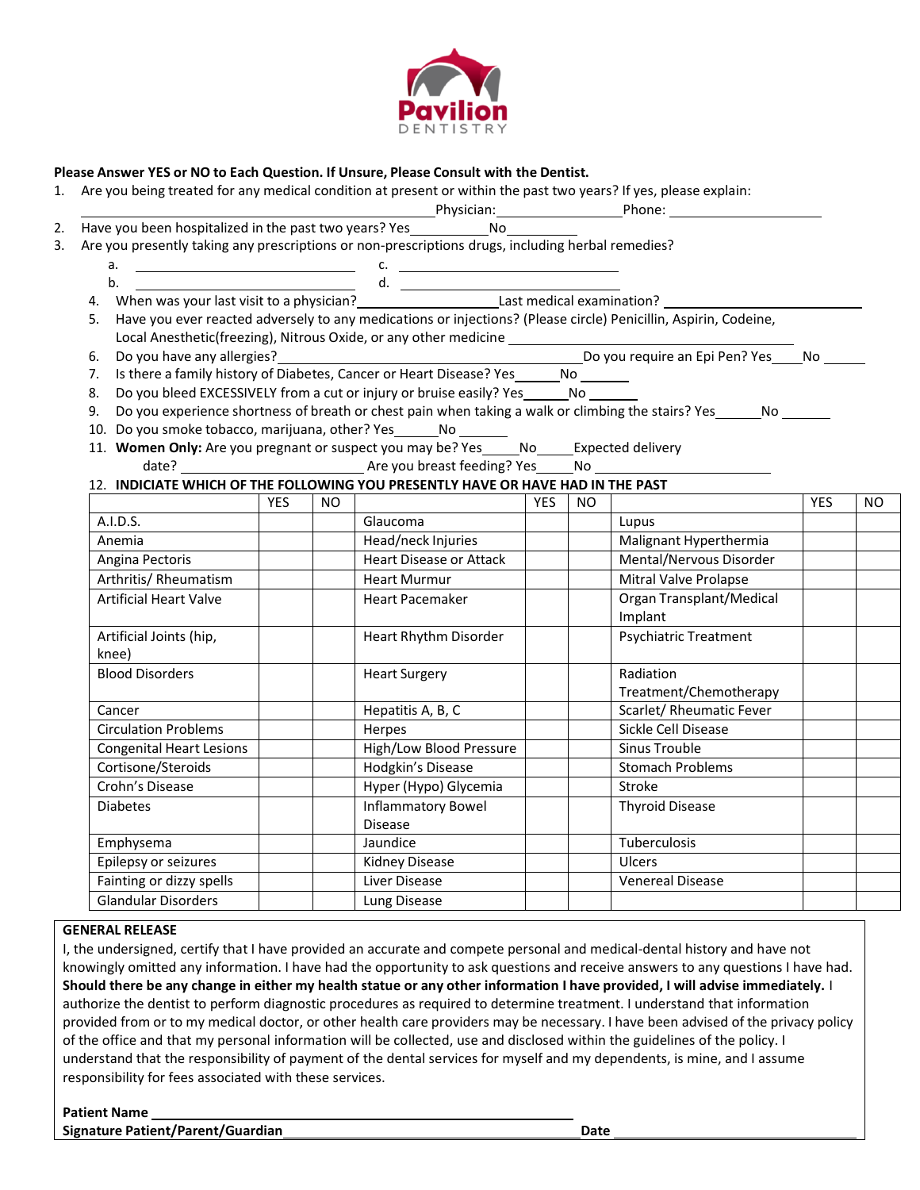Pavilion DENTISTRY

**Please Answer YES or NO to Each Question. If Unsure, Please Consult with the Dentist.**

1. Are you being treated for any medical condition at present or within the past two years? If yes, please explain: \_\_\_\_\_\_\_\_\_\_\_\_\_\_\_\_\_\_\_\_ Physician: \_\_\_\_\_\_\_\_\_\_\_\_ Phone: \_\_\_\_\_\_\_\_\_\_\_\_
2. Have you been hospitalized in the past two years? Yes\_\_\_\_\_\_\_\_ No\_\_\_\_\_\_\_\_
3. Are you presently taking any prescriptions or non-prescriptions drugs, including herbal remedies?
   a. \_\_\_\_\_\_\_\_\_\_\_\_\_\_\_\_ c. \_\_\_\_\_\_\_\_\_\_\_\_\_\_\_\_
   b. \_\_\_\_\_\_\_\_\_\_\_\_\_\_\_\_ d. \_\_\_\_\_\_\_\_\_\_\_\_\_\_\_\_
4. When was your last visit to a physician? \_\_\_\_\_\_\_\_\_\_\_\_ Last medical examination? \_\_\_\_\_\_\_\_\_\_\_\_
5. Have you ever reacted adversely to any medications or injections? (Please circle) Penicillin, Aspirin, Codeine, Local Anesthetic(freezing), Nitrous Oxide, or any other medicine \_\_\_\_\_\_\_\_\_\_\_\_\_\_\_\_
6. Do you have any allergies? \_\_\_\_\_\_\_\_\_\_\_\_\_\_\_\_ Do you require an Epi Pen? Yes\_\_\_\_ No \_\_\_\_
7. Is there a family history of Diabetes, Cancer or Heart Disease? Yes\_\_\_\_\_\_ No \_\_\_\_\_\_
8. Do you bleed EXCESSIVELY from a cut or injury or bruise easily? Yes\_\_\_\_\_\_ No \_\_\_\_\_\_
9. Do you experience shortness of breath or chest pain when taking a walk or climbing the stairs? Yes\_\_\_\_\_\_ No \_\_\_\_\_\_
10. Do you smoke tobacco, marijuana, other? Yes\_\_\_\_\_\_ No \_\_\_\_\_\_
11. **Women Only:** Are you pregnant or suspect you may be? Yes\_\_\_\_\_ No\_\_\_\_\_ Expected delivery date? \_\_\_\_\_\_\_\_\_\_\_\_ Are you breast feeding? Yes\_\_\_\_\_ No \_\_\_\_\_\_\_\_\_\_\_\_
12. **INDICATE WHICH OF THE FOLLOWING YOU PRESENTLY HAVE OR HAVE HAD IN THE PAST**

| | YES | NO | | YES | NO | | YES | NO |
|---|---|---|---|---|---|---|---|---|
| A.I.D.S. | | | Glaucoma | | | Lupus | | |
| Anemia | | | Head/neck Injuries | | | Malignant Hyperthermia | | |
| Angina Pectoris | | | Heart Disease or Attack | | | Mental/Nervous Disorder | | |
| Arthritis/ Rheumatism | | | Heart Murmur | | | Mitral Valve Prolapse | | |
| Artificial Heart Valve | | | Heart Pacemaker | | | Organ Transplant/Medical Implant | | |
| Artificial Joints (hip, knee) | | | Heart Rhythm Disorder | | | Psychiatric Treatment | | |
| Blood Disorders | | | Heart Surgery | | | Radiation Treatment/Chemotherapy | | |
| Cancer | | | Hepatitis A, B, C | | | Scarlet/ Rheumatic Fever | | |
| Circulation Problems | | | Herpes | | | Sickle Cell Disease | | |
| Congenital Heart Lesions | | | High/Low Blood Pressure | | | Sinus Trouble | | |
| Cortisone/Steroids | | | Hodgkin's Disease | | | Stomach Problems | | |
| Crohn's Disease | | | Hyper (Hypo) Glycemia | | | Stroke | | |
| Diabetes | | | Inflammatory Bowel Disease | | | Thyroid Disease | | |
| Emphysema | | | Jaundice | | | Tuberculosis | | |
| Epilepsy or seizures | | | Kidney Disease | | | Ulcers | | |
| Fainting or dizzy spells | | | Liver Disease | | | Venereal Disease | | |
| Glandular Disorders | | | Lung Disease | | | | | |

**GENERAL RELEASE**

I, the undersigned, certify that I have provided an accurate and compete personal and medical-dental history and have not knowingly omitted any information. I have had the opportunity to ask questions and receive answers to any questions I have had. **Should there be any change in either my health statue or any other information I have provided, I will advise immediately.** I authorize the dentist to perform diagnostic procedures as required to determine treatment. I understand that information provided from or to my medical doctor, or other health care providers may be necessary. I have been advised of the privacy policy of the office and that my personal information will be collected, use and disclosed within the guidelines of the policy. I understand that the responsibility of payment of the dental services for myself and my dependents, is mine, and I assume responsibility for fees associated with these services.

**Patient Name** \_\_\_\_\_\_\_\_\_\_\_\_\_\_\_\_\_\_\_\_\_\_\_\_

**Signature Patient/Parent/Guardian** \_\_\_\_\_\_\_\_\_\_\_\_\_\_\_\_\_\_\_\_ **Date** \_\_\_\_\_\_\_\_\_\_\_\_